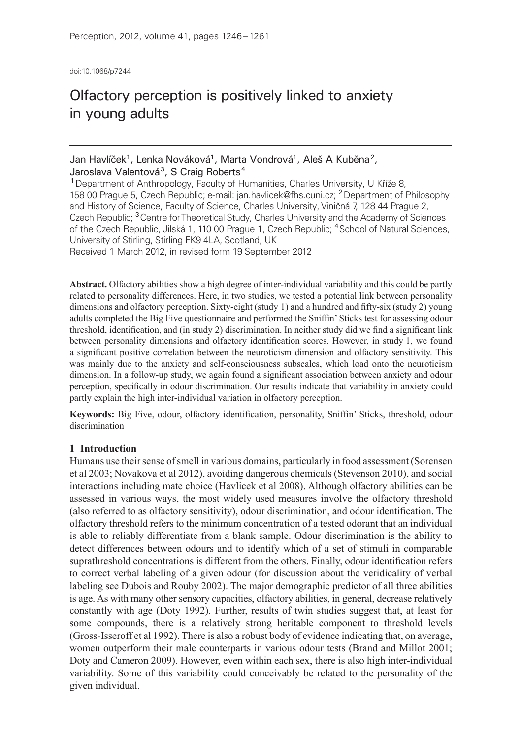doi:10.1068/p7244

# Olfactory perception is positively linked to anxiety in young adults

Jan Havlíček[1], Lenka Nováková[1], Marta Vondrová[1], Aleš A Kuběna[2], Jaroslava Valentová[3], S Craig Roberts[4]

[1] Department of Anthropology, Faculty of Humanities, Charles University, U Kříže 8, 158 00 Prague 5, Czech Republic; e-mail: jan.havlicek@fhs.cuni.cz; [2] Department of Philosophy and History of Science, Faculty of Science, Charles University, Viničná 7, 128 44 Prague 2, Czech Republic; [3] Centre for Theoretical Study, Charles University and the Academy of Sciences of the Czech Republic, Jilská 1, 110 00 Prague 1, Czech Republic; [4] School of Natural Sciences, University of Stirling, Stirling FK9 4LA, Scotland, UK

Received 1 March 2012, in revised form 19 September 2012

**Abstract.** Olfactory abilities show a high degree of inter-individual variability and this could be partly related to personality differences. Here, in two studies, we tested a potential link between personality dimensions and olfactory perception. Sixty-eight (study 1) and a hundred and fifty-six (study 2) young adults completed the Big Five questionnaire and performed the Sniffin' Sticks test for assessing odour threshold, identification, and (in study 2) discrimination. In neither study did we find a significant link between personality dimensions and olfactory identification scores. However, in study 1, we found a significant positive correlation between the neuroticism dimension and olfactory sensitivity. This was mainly due to the anxiety and self-consciousness subscales, which load onto the neuroticism dimension. In a follow-up study, we again found a significant association between anxiety and odour perception, specifically in odour discrimination. Our results indicate that variability in anxiety could partly explain the high inter-individual variation in olfactory perception.

**Keywords:** Big Five, odour, olfactory identification, personality, Sniffin' Sticks, threshold, odour discrimination

## 1 Introduction

Humans use their sense of smell in various domains, particularly in food assessment (Sorensen et al 2003; Novakova et al 2012), avoiding dangerous chemicals (Stevenson 2010), and social interactions including mate choice (Havlicek et al 2008). Although olfactory abilities can be assessed in various ways, the most widely used measures involve the olfactory threshold (also referred to as olfactory sensitivity), odour discrimination, and odour identification. The olfactory threshold refers to the minimum concentration of a tested odorant that an individual is able to reliably differentiate from a blank sample. Odour discrimination is the ability to detect differences between odours and to identify which of a set of stimuli in comparable suprathreshold concentrations is different from the others. Finally, odour identification refers to correct verbal labeling of a given odour (for discussion about the veridicality of verbal labeling see Dubois and Rouby 2002). The major demographic predictor of all three abilities is age. As with many other sensory capacities, olfactory abilities, in general, decrease relatively constantly with age (Doty 1992). Further, results of twin studies suggest that, at least for some compounds, there is a relatively strong heritable component to threshold levels (Gross-Isseroff et al 1992). There is also a robust body of evidence indicating that, on average, women outperform their male counterparts in various odour tests (Brand and Millot 2001; Doty and Cameron 2009). However, even within each sex, there is also high inter-individual variability. Some of this variability could conceivably be related to the personality of the given individual.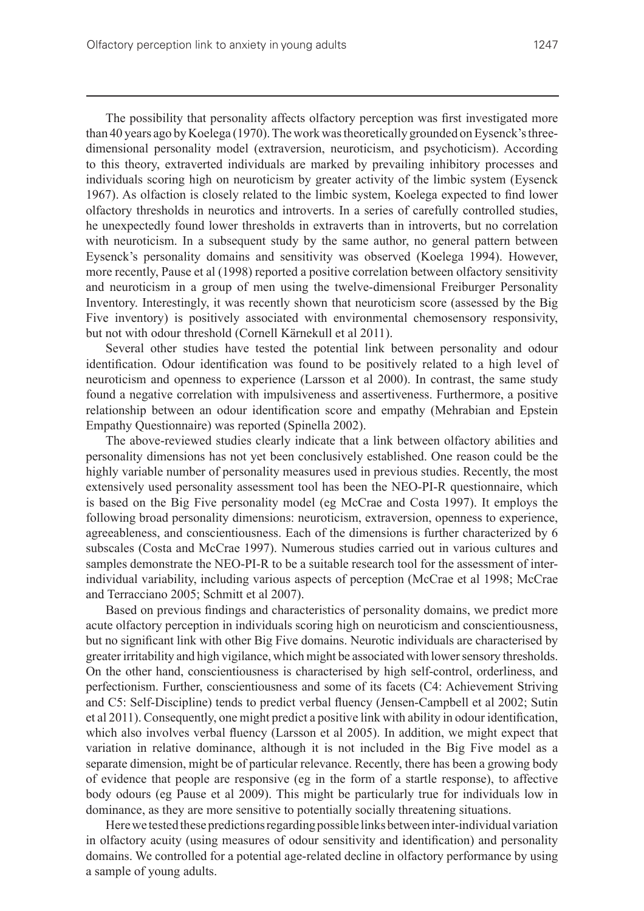The possibility that personality affects olfactory perception was first investigated more than 40 years ago by Koelega (1970). The work was theoretically grounded on Eysenck's three-dimensional personality model (extraversion, neuroticism, and psychoticism). According to this theory, extraverted individuals are marked by prevailing inhibitory processes and individuals scoring high on neuroticism by greater activity of the limbic system (Eysenck 1967). As olfaction is closely related to the limbic system, Koelega expected to find lower olfactory thresholds in neurotics and introverts. In a series of carefully controlled studies, he unexpectedly found lower thresholds in extraverts than in introverts, but no correlation with neuroticism. In a subsequent study by the same author, no general pattern between Eysenck's personality domains and sensitivity was observed (Koelega 1994). However, more recently, Pause et al (1998) reported a positive correlation between olfactory sensitivity and neuroticism in a group of men using the twelve-dimensional Freiburger Personality Inventory. Interestingly, it was recently shown that neuroticism score (assessed by the Big Five inventory) is positively associated with environmental chemosensory responsivity, but not with odour threshold (Cornell Kärnekull et al 2011).

Several other studies have tested the potential link between personality and odour identification. Odour identification was found to be positively related to a high level of neuroticism and openness to experience (Larsson et al 2000). In contrast, the same study found a negative correlation with impulsiveness and assertiveness. Furthermore, a positive relationship between an odour identification score and empathy (Mehrabian and Epstein Empathy Questionnaire) was reported (Spinella 2002).

The above-reviewed studies clearly indicate that a link between olfactory abilities and personality dimensions has not yet been conclusively established. One reason could be the highly variable number of personality measures used in previous studies. Recently, the most extensively used personality assessment tool has been the NEO-PI-R questionnaire, which is based on the Big Five personality model (eg McCrae and Costa 1997). It employs the following broad personality dimensions: neuroticism, extraversion, openness to experience, agreeableness, and conscientiousness. Each of the dimensions is further characterized by 6 subscales (Costa and McCrae 1997). Numerous studies carried out in various cultures and samples demonstrate the NEO-PI-R to be a suitable research tool for the assessment of inter-individual variability, including various aspects of perception (McCrae et al 1998; McCrae and Terracciano 2005; Schmitt et al 2007).

Based on previous findings and characteristics of personality domains, we predict more acute olfactory perception in individuals scoring high on neuroticism and conscientiousness, but no significant link with other Big Five domains. Neurotic individuals are characterised by greater irritability and high vigilance, which might be associated with lower sensory thresholds. On the other hand, conscientiousness is characterised by high self-control, orderliness, and perfectionism. Further, conscientiousness and some of its facets (C4: Achievement Striving and C5: Self-Discipline) tends to predict verbal fluency (Jensen-Campbell et al 2002; Sutin et al 2011). Consequently, one might predict a positive link with ability in odour identification, which also involves verbal fluency (Larsson et al 2005). In addition, we might expect that variation in relative dominance, although it is not included in the Big Five model as a separate dimension, might be of particular relevance. Recently, there has been a growing body of evidence that people are responsive (eg in the form of a startle response), to affective body odours (eg Pause et al 2009). This might be particularly true for individuals low in dominance, as they are more sensitive to potentially socially threatening situations.

Here we tested these predictions regarding possible links between inter-individual variation in olfactory acuity (using measures of odour sensitivity and identification) and personality domains. We controlled for a potential age-related decline in olfactory performance by using a sample of young adults.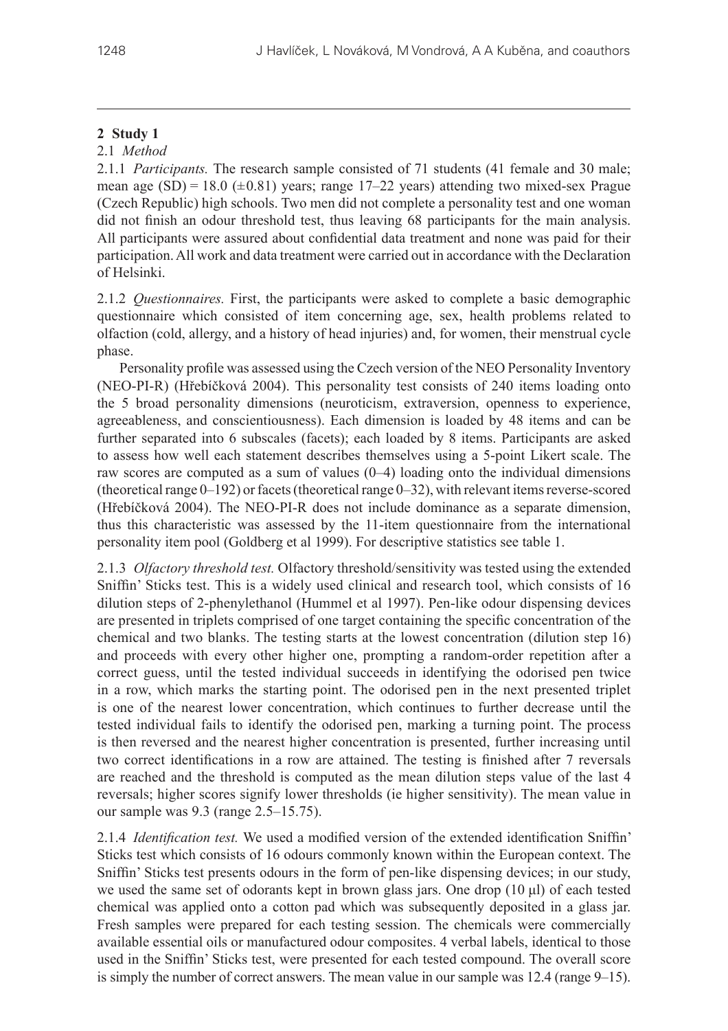## 2 Study 1

### 2.1 *Method*

2.1.1 *Participants.* The research sample consisted of 71 students (41 female and 30 male; mean age (SD) = 18.0 (±0.81) years; range 17–22 years) attending two mixed-sex Prague (Czech Republic) high schools. Two men did not complete a personality test and one woman did not finish an odour threshold test, thus leaving 68 participants for the main analysis. All participants were assured about confidential data treatment and none was paid for their participation. All work and data treatment were carried out in accordance with the Declaration of Helsinki.

2.1.2 *Questionnaires.* First, the participants were asked to complete a basic demographic questionnaire which consisted of item concerning age, sex, health problems related to olfaction (cold, allergy, and a history of head injuries) and, for women, their menstrual cycle phase.

Personality profile was assessed using the Czech version of the NEO Personality Inventory (NEO-PI-R) (Hřebíčková 2004). This personality test consists of 240 items loading onto the 5 broad personality dimensions (neuroticism, extraversion, openness to experience, agreeableness, and conscientiousness). Each dimension is loaded by 48 items and can be further separated into 6 subscales (facets); each loaded by 8 items. Participants are asked to assess how well each statement describes themselves using a 5-point Likert scale. The raw scores are computed as a sum of values (0–4) loading onto the individual dimensions (theoretical range 0–192) or facets (theoretical range 0–32), with relevant items reverse-scored (Hřebíčková 2004). The NEO-PI-R does not include dominance as a separate dimension, thus this characteristic was assessed by the 11-item questionnaire from the international personality item pool (Goldberg et al 1999). For descriptive statistics see table 1.

2.1.3 *Olfactory threshold test.* Olfactory threshold/sensitivity was tested using the extended Sniffin' Sticks test. This is a widely used clinical and research tool, which consists of 16 dilution steps of 2-phenylethanol (Hummel et al 1997). Pen-like odour dispensing devices are presented in triplets comprised of one target containing the specific concentration of the chemical and two blanks. The testing starts at the lowest concentration (dilution step 16) and proceeds with every other higher one, prompting a random-order repetition after a correct guess, until the tested individual succeeds in identifying the odorised pen twice in a row, which marks the starting point. The odorised pen in the next presented triplet is one of the nearest lower concentration, which continues to further decrease until the tested individual fails to identify the odorised pen, marking a turning point. The process is then reversed and the nearest higher concentration is presented, further increasing until two correct identifications in a row are attained. The testing is finished after 7 reversals are reached and the threshold is computed as the mean dilution steps value of the last 4 reversals; higher scores signify lower thresholds (ie higher sensitivity). The mean value in our sample was 9.3 (range 2.5–15.75).

2.1.4 *Identification test.* We used a modified version of the extended identification Sniffin' Sticks test which consists of 16 odours commonly known within the European context. The Sniffin' Sticks test presents odours in the form of pen-like dispensing devices; in our study, we used the same set of odorants kept in brown glass jars. One drop (10 μl) of each tested chemical was applied onto a cotton pad which was subsequently deposited in a glass jar. Fresh samples were prepared for each testing session. The chemicals were commercially available essential oils or manufactured odour composites. 4 verbal labels, identical to those used in the Sniffin' Sticks test, were presented for each tested compound. The overall score is simply the number of correct answers. The mean value in our sample was 12.4 (range 9–15).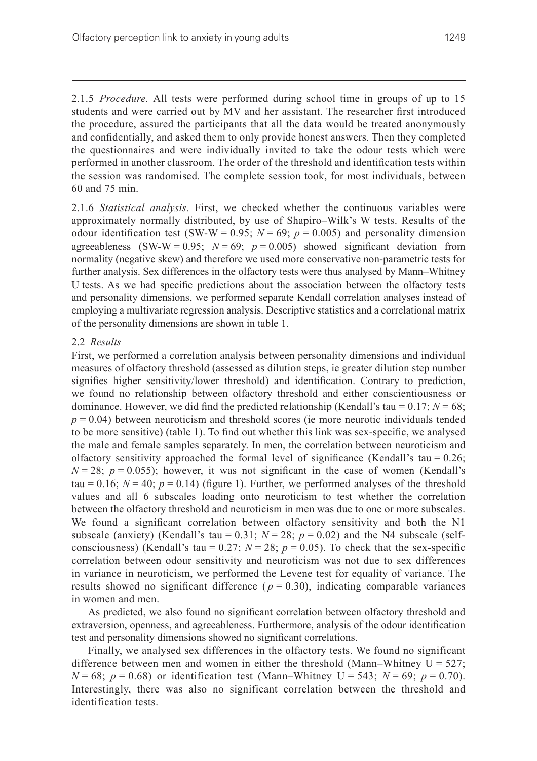2.1.5 *Procedure.* All tests were performed during school time in groups of up to 15 students and were carried out by MV and her assistant. The researcher first introduced the procedure, assured the participants that all the data would be treated anonymously and confidentially, and asked them to only provide honest answers. Then they completed the questionnaires and were individually invited to take the odour tests which were performed in another classroom. The order of the threshold and identification tests within the session was randomised. The complete session took, for most individuals, between 60 and 75 min.

2.1.6 *Statistical analysis.* First, we checked whether the continuous variables were approximately normally distributed, by use of Shapiro–Wilk's W tests. Results of the odour identification test (SW-W = 0.95; $N = 69$; $p = 0.005$) and personality dimension agreeableness (SW-W = 0.95; $N = 69$; $p = 0.005$) showed significant deviation from normality (negative skew) and therefore we used more conservative non-parametric tests for further analysis. Sex differences in the olfactory tests were thus analysed by Mann–Whitney U tests. As we had specific predictions about the association between the olfactory tests and personality dimensions, we performed separate Kendall correlation analyses instead of employing a multivariate regression analysis. Descriptive statistics and a correlational matrix of the personality dimensions are shown in table 1.

### 2.2 *Results*

First, we performed a correlation analysis between personality dimensions and individual measures of olfactory threshold (assessed as dilution steps, ie greater dilution step number signifies higher sensitivity/lower threshold) and identification. Contrary to prediction, we found no relationship between olfactory threshold and either conscientiousness or dominance. However, we did find the predicted relationship (Kendall's tau = 0.17; $N = 68$; $p = 0.04$) between neuroticism and threshold scores (ie more neurotic individuals tended to be more sensitive) (table 1). To find out whether this link was sex-specific, we analysed the male and female samples separately. In men, the correlation between neuroticism and olfactory sensitivity approached the formal level of significance (Kendall's tau = 0.26; $N = 28$; $p = 0.055$); however, it was not significant in the case of women (Kendall's tau = 0.16; $N = 40$; $p = 0.14$) (figure 1). Further, we performed analyses of the threshold values and all 6 subscales loading onto neuroticism to test whether the correlation between the olfactory threshold and neuroticism in men was due to one or more subscales. We found a significant correlation between olfactory sensitivity and both the N1 subscale (anxiety) (Kendall's tau = 0.31; $N = 28$; $p = 0.02$) and the N4 subscale (self-consciousness) (Kendall's tau = 0.27; $N = 28$; $p = 0.05$). To check that the sex-specific correlation between odour sensitivity and neuroticism was not due to sex differences in variance in neuroticism, we performed the Levene test for equality of variance. The results showed no significant difference ($p = 0.30$), indicating comparable variances in women and men.

As predicted, we also found no significant correlation between olfactory threshold and extraversion, openness, and agreeableness. Furthermore, analysis of the odour identification test and personality dimensions showed no significant correlations.

Finally, we analysed sex differences in the olfactory tests. We found no significant difference between men and women in either the threshold (Mann–Whitney U = 527; $N = 68$; $p = 0.68$) or identification test (Mann–Whitney U = 543; $N = 69$; $p = 0.70$). Interestingly, there was also no significant correlation between the threshold and identification tests.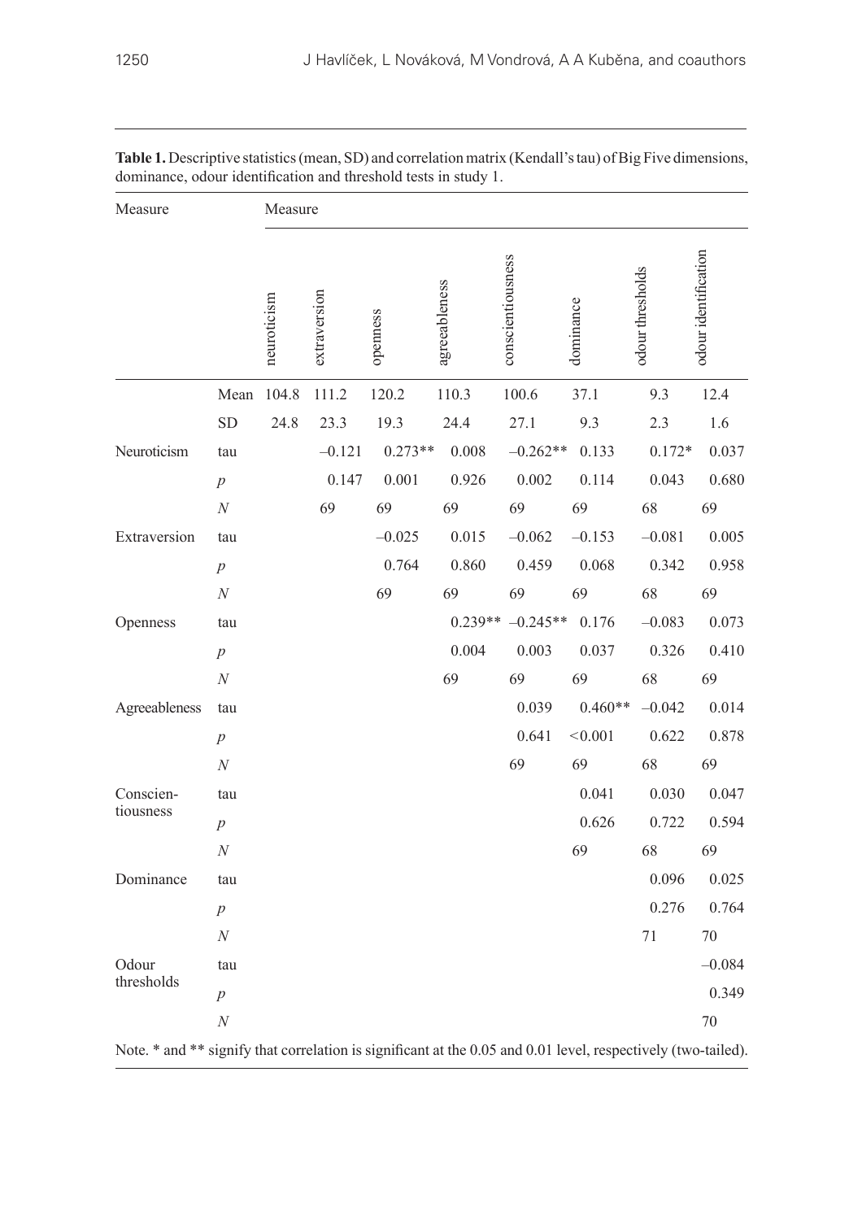**Table 1.** Descriptive statistics (mean, SD) and correlation matrix (Kendall's tau) of Big Five dimensions, dominance, odour identification and threshold tests in study 1.

| Measure | | Measure | | | | | | | |
|---|---|---|---|---|---|---|---|---|---|
| | | neuroticism | extraversion | openness | agreeableness | conscientiousness | dominance | odour thresholds | odour identification |
| | Mean | 104.8 | 111.2 | 120.2 | 110.3 | 100.6 | 37.1 | 9.3 | 12.4 |
| | SD | 24.8 | 23.3 | 19.3 | 24.4 | 27.1 | 9.3 | 2.3 | 1.6 |
| Neuroticism | tau | | –0.121 | 0.273** | 0.008 | –0.262** | 0.133 | 0.172* | 0.037 |
| | $p$ | | 0.147 | 0.001 | 0.926 | 0.002 | 0.114 | 0.043 | 0.680 |
| | $N$ | | 69 | 69 | 69 | 69 | 69 | 68 | 69 |
| Extraversion | tau | | | –0.025 | 0.015 | –0.062 | –0.153 | –0.081 | 0.005 |
| | $p$ | | | 0.764 | 0.860 | 0.459 | 0.068 | 0.342 | 0.958 |
| | $N$ | | | 69 | 69 | 69 | 69 | 68 | 69 |
| Openness | tau | | | | 0.239** | –0.245** | 0.176 | –0.083 | 0.073 |
| | $p$ | | | | 0.004 | 0.003 | 0.037 | 0.326 | 0.410 |
| | $N$ | | | | 69 | 69 | 69 | 68 | 69 |
| Agreeableness | tau | | | | | 0.039 | 0.460** | –0.042 | 0.014 |
| | $p$ | | | | | 0.641 | <0.001 | 0.622 | 0.878 |
| | $N$ | | | | | 69 | 69 | 68 | 69 |
| Conscientiousness | tau | | | | | | 0.041 | 0.030 | 0.047 |
| | $p$ | | | | | | 0.626 | 0.722 | 0.594 |
| | $N$ | | | | | | 69 | 68 | 69 |
| Dominance | tau | | | | | | | 0.096 | 0.025 |
| | $p$ | | | | | | | 0.276 | 0.764 |
| | $N$ | | | | | | | 71 | 70 |
| Odour thresholds | tau | | | | | | | | –0.084 |
| | $p$ | | | | | | | | 0.349 |
| | $N$ | | | | | | | | 70 |

Note. * and ** signify that correlation is significant at the 0.05 and 0.01 level, respectively (two-tailed).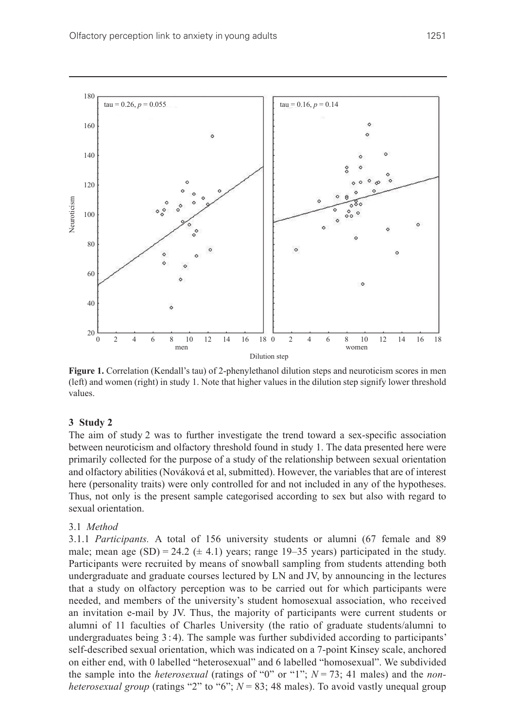Figure 1. Correlation (Kendall's tau) of 2-phenylethanol dilution steps and neuroticism scores in men (left) and women (right) in study 1. Note that higher values in the dilution step signify lower threshold values.

## 3 Study 2

The aim of study 2 was to further investigate the trend toward a sex-specific association between neuroticism and olfactory threshold found in study 1. The data presented here were primarily collected for the purpose of a study of the relationship between sexual orientation and olfactory abilities (Nováková et al, submitted). However, the variables that are of interest here (personality traits) were only controlled for and not included in any of the hypotheses. Thus, not only is the present sample categorised according to sex but also with regard to sexual orientation.

### 3.1 *Method*

3.1.1 *Participants.* A total of 156 university students or alumni (67 female and 89 male; mean age (SD) = 24.2 (± 4.1) years; range 19–35 years) participated in the study. Participants were recruited by means of snowball sampling from students attending both undergraduate and graduate courses lectured by LN and JV, by announcing in the lectures that a study on olfactory perception was to be carried out for which participants were needed, and members of the university's student homosexual association, who received an invitation e-mail by JV. Thus, the majority of participants were current students or alumni of 11 faculties of Charles University (the ratio of graduate students/alumni to undergraduates being 3 : 4). The sample was further subdivided according to participants' self-described sexual orientation, which was indicated on a 7-point Kinsey scale, anchored on either end, with 0 labelled "heterosexual" and 6 labelled "homosexual". We subdivided the sample into the *heterosexual* (ratings of "0" or "1"; $N = 73$; 41 males) and the *non-heterosexual group* (ratings "2" to "6"; $N = 83$; 48 males). To avoid vastly unequal group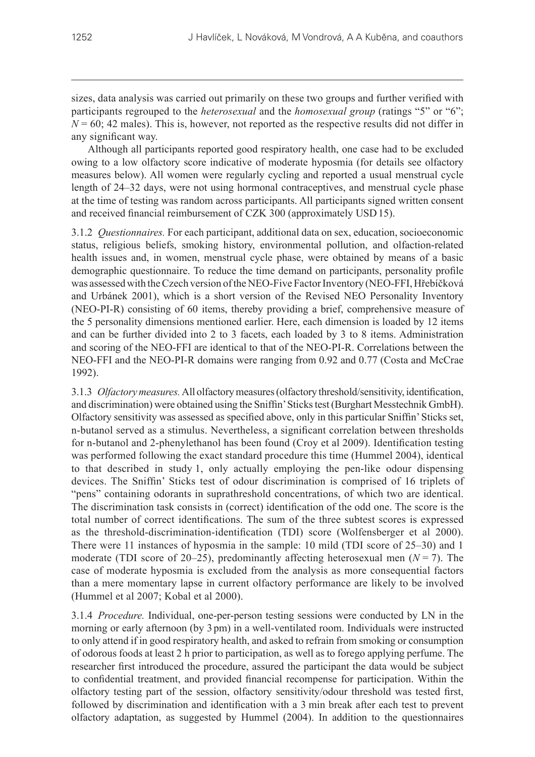sizes, data analysis was carried out primarily on these two groups and further verified with participants regrouped to the *heterosexual* and the *homosexual group* (ratings "5" or "6"; $N = 60$; 42 males). This is, however, not reported as the respective results did not differ in any significant way.

Although all participants reported good respiratory health, one case had to be excluded owing to a low olfactory score indicative of moderate hyposmia (for details see olfactory measures below). All women were regularly cycling and reported a usual menstrual cycle length of 24–32 days, were not using hormonal contraceptives, and menstrual cycle phase at the time of testing was random across participants. All participants signed written consent and received financial reimbursement of CZK 300 (approximately USD 15).

3.1.2 *Questionnaires.* For each participant, additional data on sex, education, socioeconomic status, religious beliefs, smoking history, environmental pollution, and olfaction-related health issues and, in women, menstrual cycle phase, were obtained by means of a basic demographic questionnaire. To reduce the time demand on participants, personality profile was assessed with the Czech version of the NEO-Five Factor Inventory (NEO-FFI, Hřebíčková and Urbánek 2001), which is a short version of the Revised NEO Personality Inventory (NEO-PI-R) consisting of 60 items, thereby providing a brief, comprehensive measure of the 5 personality dimensions mentioned earlier. Here, each dimension is loaded by 12 items and can be further divided into 2 to 3 facets, each loaded by 3 to 8 items. Administration and scoring of the NEO-FFI are identical to that of the NEO-PI-R. Correlations between the NEO-FFI and the NEO-PI-R domains were ranging from 0.92 and 0.77 (Costa and McCrae 1992).

3.1.3 *Olfactory measures.* All olfactory measures (olfactory threshold/sensitivity, identification, and discrimination) were obtained using the Sniffin' Sticks test (Burghart Messtechnik GmbH). Olfactory sensitivity was assessed as specified above, only in this particular Sniffin' Sticks set, n-butanol served as a stimulus. Nevertheless, a significant correlation between thresholds for n-butanol and 2-phenylethanol has been found (Croy et al 2009). Identification testing was performed following the exact standard procedure this time (Hummel 2004), identical to that described in study 1, only actually employing the pen-like odour dispensing devices. The Sniffin' Sticks test of odour discrimination is comprised of 16 triplets of "pens" containing odorants in suprathreshold concentrations, of which two are identical. The discrimination task consists in (correct) identification of the odd one. The score is the total number of correct identifications. The sum of the three subtest scores is expressed as the threshold-discrimination-identification (TDI) score (Wolfensberger et al 2000). There were 11 instances of hyposmia in the sample: 10 mild (TDI score of 25–30) and 1 moderate (TDI score of 20–25), predominantly affecting heterosexual men ($N = 7$). The case of moderate hyposmia is excluded from the analysis as more consequential factors than a mere momentary lapse in current olfactory performance are likely to be involved (Hummel et al 2007; Kobal et al 2000).

3.1.4 *Procedure.* Individual, one-per-person testing sessions were conducted by LN in the morning or early afternoon (by 3 pm) in a well-ventilated room. Individuals were instructed to only attend if in good respiratory health, and asked to refrain from smoking or consumption of odorous foods at least 2 h prior to participation, as well as to forego applying perfume. The researcher first introduced the procedure, assured the participant the data would be subject to confidential treatment, and provided financial recompense for participation. Within the olfactory testing part of the session, olfactory sensitivity/odour threshold was tested first, followed by discrimination and identification with a 3 min break after each test to prevent olfactory adaptation, as suggested by Hummel (2004). In addition to the questionnaires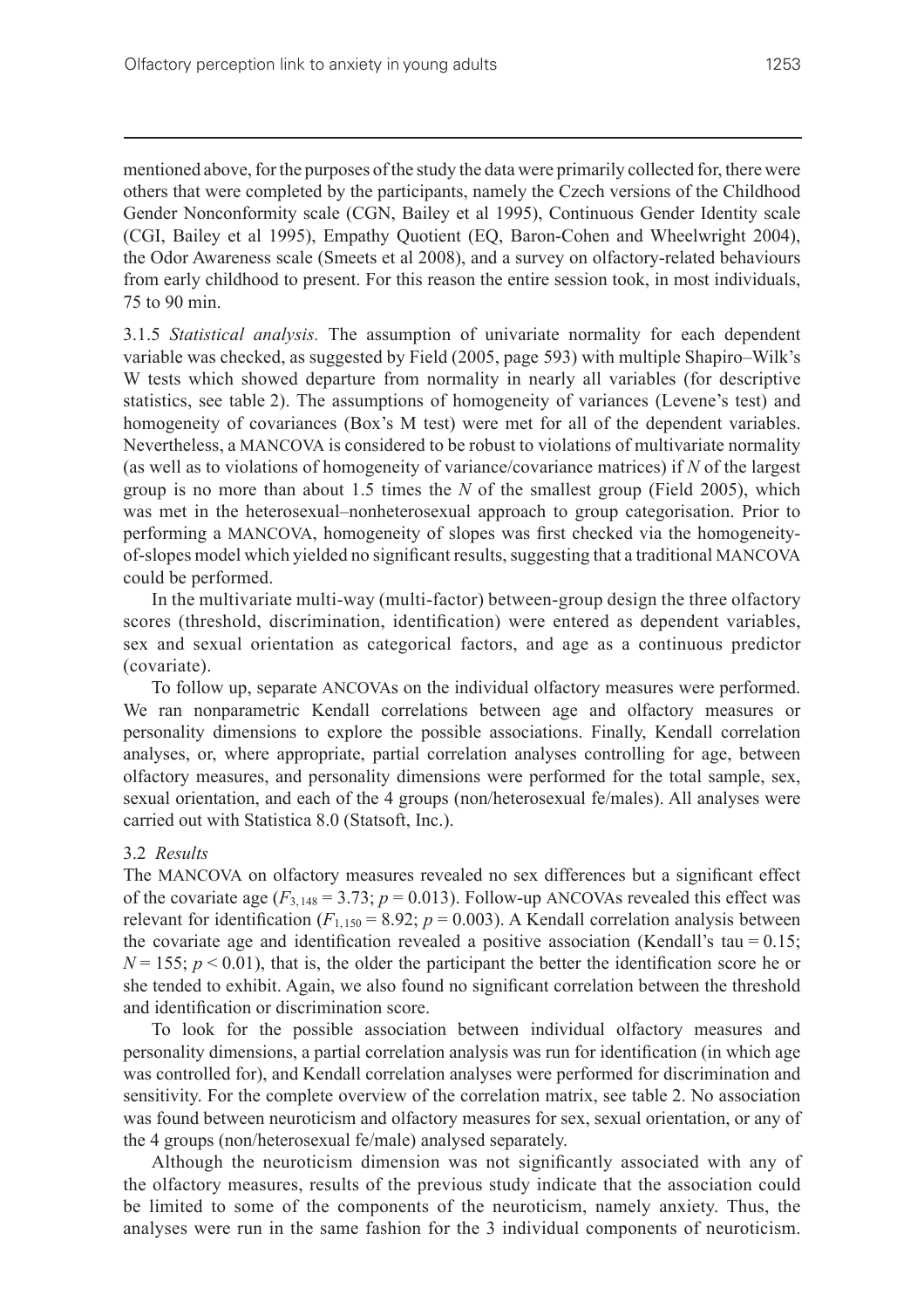mentioned above, for the purposes of the study the data were primarily collected for, there were others that were completed by the participants, namely the Czech versions of the Childhood Gender Nonconformity scale (CGN, Bailey et al 1995), Continuous Gender Identity scale (CGI, Bailey et al 1995), Empathy Quotient (EQ, Baron-Cohen and Wheelwright 2004), the Odor Awareness scale (Smeets et al 2008), and a survey on olfactory-related behaviours from early childhood to present. For this reason the entire session took, in most individuals, 75 to 90 min.

3.1.5 *Statistical analysis.* The assumption of univariate normality for each dependent variable was checked, as suggested by Field (2005, page 593) with multiple Shapiro–Wilk's W tests which showed departure from normality in nearly all variables (for descriptive statistics, see table 2). The assumptions of homogeneity of variances (Levene's test) and homogeneity of covariances (Box's M test) were met for all of the dependent variables. Nevertheless, a MANCOVA is considered to be robust to violations of multivariate normality (as well as to violations of homogeneity of variance/covariance matrices) if *N* of the largest group is no more than about 1.5 times the *N* of the smallest group (Field 2005), which was met in the heterosexual–nonheterosexual approach to group categorisation. Prior to performing a MANCOVA, homogeneity of slopes was first checked via the homogeneity-of-slopes model which yielded no significant results, suggesting that a traditional MANCOVA could be performed.

In the multivariate multi-way (multi-factor) between-group design the three olfactory scores (threshold, discrimination, identification) were entered as dependent variables, sex and sexual orientation as categorical factors, and age as a continuous predictor (covariate).

To follow up, separate ANCOVAs on the individual olfactory measures were performed. We ran nonparametric Kendall correlations between age and olfactory measures or personality dimensions to explore the possible associations. Finally, Kendall correlation analyses, or, where appropriate, partial correlation analyses controlling for age, between olfactory measures, and personality dimensions were performed for the total sample, sex, sexual orientation, and each of the 4 groups (non/heterosexual fe/males). All analyses were carried out with Statistica 8.0 (Statsoft, Inc.).

### 3.2 *Results*

The MANCOVA on olfactory measures revealed no sex differences but a significant effect of the covariate age ($F_{3,148} = 3.73$; $p = 0.013$). Follow-up ANCOVAs revealed this effect was relevant for identification ($F_{1,150} = 8.92$; $p = 0.003$). A Kendall correlation analysis between the covariate age and identification revealed a positive association (Kendall's tau = 0.15; $N = 155$; $p < 0.01$), that is, the older the participant the better the identification score he or she tended to exhibit. Again, we also found no significant correlation between the threshold and identification or discrimination score.

To look for the possible association between individual olfactory measures and personality dimensions, a partial correlation analysis was run for identification (in which age was controlled for), and Kendall correlation analyses were performed for discrimination and sensitivity. For the complete overview of the correlation matrix, see table 2. No association was found between neuroticism and olfactory measures for sex, sexual orientation, or any of the 4 groups (non/heterosexual fe/male) analysed separately.

Although the neuroticism dimension was not significantly associated with any of the olfactory measures, results of the previous study indicate that the association could be limited to some of the components of the neuroticism, namely anxiety. Thus, the analyses were run in the same fashion for the 3 individual components of neuroticism.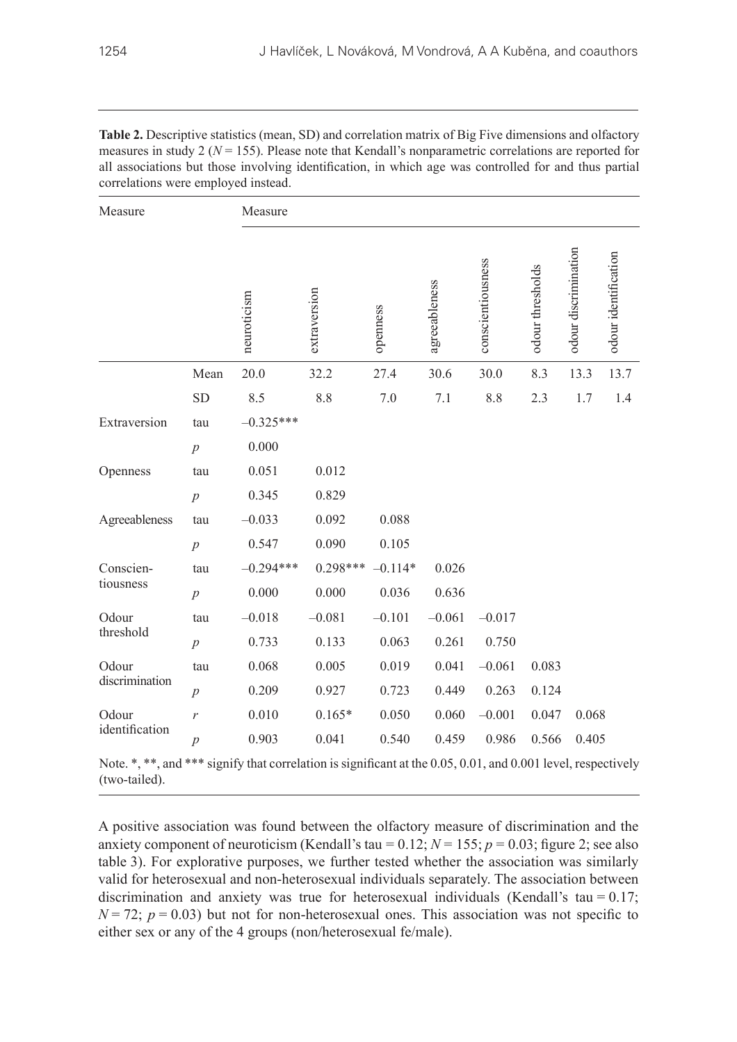**Table 2.** Descriptive statistics (mean, SD) and correlation matrix of Big Five dimensions and olfactory measures in study 2 ($N = 155$). Please note that Kendall's nonparametric correlations are reported for all associations but those involving identification, in which age was controlled for and thus partial correlations were employed instead.

| Measure | | neuroticism | extraversion | openness | agreeableness | conscientiousness | odour thresholds | odour discrimination | odour identification |
|---|---|---|---|---|---|---|---|---|---|
| | Mean | 20.0 | 32.2 | 27.4 | 30.6 | 30.0 | 8.3 | 13.3 | 13.7 |
| | SD | 8.5 | 8.8 | 7.0 | 7.1 | 8.8 | 2.3 | 1.7 | 1.4 |
| Extraversion | tau | –0.325*** | | | | | | | |
| | *p* | 0.000 | | | | | | | |
| Openness | tau | 0.051 | 0.012 | | | | | | |
| | *p* | 0.345 | 0.829 | | | | | | |
| Agreeableness | tau | –0.033 | 0.092 | 0.088 | | | | | |
| | *p* | 0.547 | 0.090 | 0.105 | | | | | |
| Conscientiousness | tau | –0.294*** | 0.298*** | –0.114* | 0.026 | | | | |
| | *p* | 0.000 | 0.000 | 0.036 | 0.636 | | | | |
| Odour threshold | tau | –0.018 | –0.081 | –0.101 | –0.061 | –0.017 | | | |
| | *p* | 0.733 | 0.133 | 0.063 | 0.261 | 0.750 | | | |
| Odour discrimination | tau | 0.068 | 0.005 | 0.019 | 0.041 | –0.061 | 0.083 | | |
| | *p* | 0.209 | 0.927 | 0.723 | 0.449 | 0.263 | 0.124 | | |
| Odour identification | *r* | 0.010 | 0.165* | 0.050 | 0.060 | –0.001 | 0.047 | 0.068 | |
| | *p* | 0.903 | 0.041 | 0.540 | 0.459 | 0.986 | 0.566 | 0.405 | |

Note. *, **, and *** signify that correlation is significant at the 0.05, 0.01, and 0.001 level, respectively (two-tailed).

A positive association was found between the olfactory measure of discrimination and the anxiety component of neuroticism (Kendall's tau = 0.12; $N = 155$; $p = 0.03$; figure 2; see also table 3). For explorative purposes, we further tested whether the association was similarly valid for heterosexual and non-heterosexual individuals separately. The association between discrimination and anxiety was true for heterosexual individuals (Kendall's tau = 0.17; $N = 72$; $p = 0.03$) but not for non-heterosexual ones. This association was not specific to either sex or any of the 4 groups (non/heterosexual fe/male).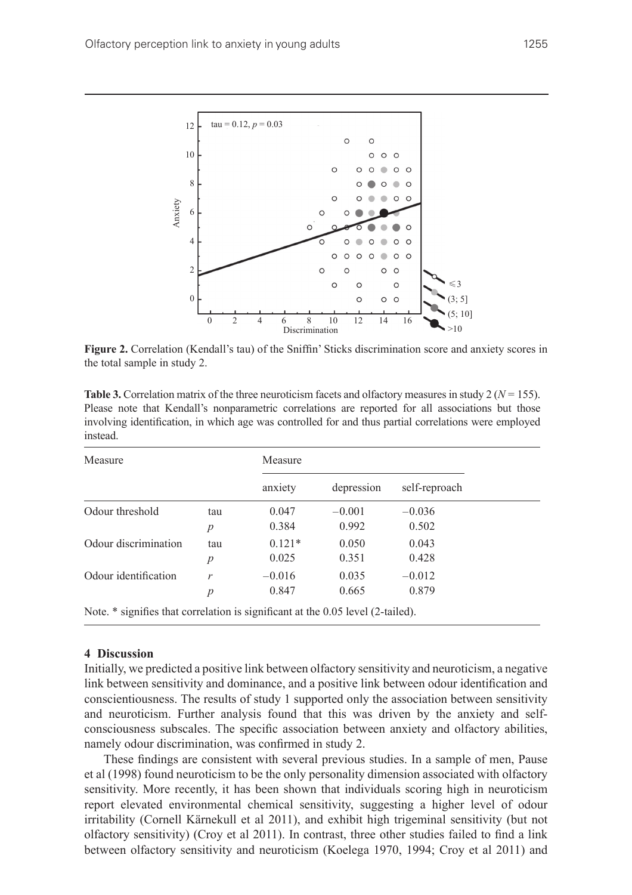**Figure 2.** Correlation (Kendall's tau) of the Sniffin' Sticks discrimination score and anxiety scores in the total sample in study 2.

**Table 3.** Correlation matrix of the three neuroticism facets and olfactory measures in study 2 ($N = 155$). Please note that Kendall's nonparametric correlations are reported for all associations but those involving identification, in which age was controlled for and thus partial correlations were employed instead.

| Measure | | Measure | | |
|---|---|---|---|---|
| | | anxiety | depression | self-reproach |
| Odour threshold | tau | 0.047 | −0.001 | −0.036 |
| | $p$ | 0.384 | 0.992 | 0.502 |
| Odour discrimination | tau | 0.121* | 0.050 | 0.043 |
| | $p$ | 0.025 | 0.351 | 0.428 |
| Odour identification | $r$ | −0.016 | 0.035 | −0.012 |
| | $p$ | 0.847 | 0.665 | 0.879 |

Note. * signifies that correlation is significant at the 0.05 level (2-tailed).

## 4 Discussion

Initially, we predicted a positive link between olfactory sensitivity and neuroticism, a negative link between sensitivity and dominance, and a positive link between odour identification and conscientiousness. The results of study 1 supported only the association between sensitivity and neuroticism. Further analysis found that this was driven by the anxiety and self-consciousness subscales. The specific association between anxiety and olfactory abilities, namely odour discrimination, was confirmed in study 2.

These findings are consistent with several previous studies. In a sample of men, Pause et al (1998) found neuroticism to be the only personality dimension associated with olfactory sensitivity. More recently, it has been shown that individuals scoring high in neuroticism report elevated environmental chemical sensitivity, suggesting a higher level of odour irritability (Cornell Kärnekull et al 2011), and exhibit high trigeminal sensitivity (but not olfactory sensitivity) (Croy et al 2011). In contrast, three other studies failed to find a link between olfactory sensitivity and neuroticism (Koelega 1970, 1994; Croy et al 2011) and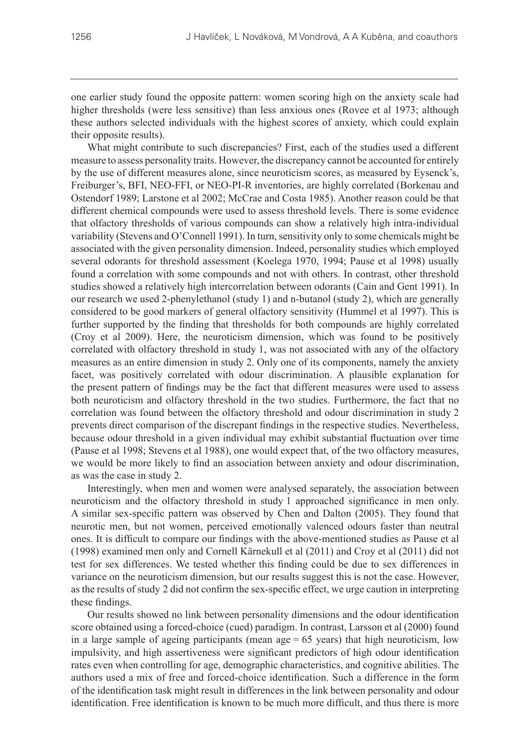one earlier study found the opposite pattern: women scoring high on the anxiety scale had higher thresholds (were less sensitive) than less anxious ones (Rovee et al 1973; although these authors selected individuals with the highest scores of anxiety, which could explain their opposite results).

What might contribute to such discrepancies? First, each of the studies used a different measure to assess personality traits. However, the discrepancy cannot be accounted for entirely by the use of different measures alone, since neuroticism scores, as measured by Eysenck's, Freiburger's, BFI, NEO-FFI, or NEO-PI-R inventories, are highly correlated (Borkenau and Ostendorf 1989; Larstone et al 2002; McCrae and Costa 1985). Another reason could be that different chemical compounds were used to assess threshold levels. There is some evidence that olfactory thresholds of various compounds can show a relatively high intra-individual variability (Stevens and O'Connell 1991). In turn, sensitivity only to some chemicals might be associated with the given personality dimension. Indeed, personality studies which employed several odorants for threshold assessment (Koelega 1970, 1994; Pause et al 1998) usually found a correlation with some compounds and not with others. In contrast, other threshold studies showed a relatively high intercorrelation between odorants (Cain and Gent 1991). In our research we used 2-phenylethanol (study 1) and n-butanol (study 2), which are generally considered to be good markers of general olfactory sensitivity (Hummel et al 1997). This is further supported by the finding that thresholds for both compounds are highly correlated (Croy et al 2009). Here, the neuroticism dimension, which was found to be positively correlated with olfactory threshold in study 1, was not associated with any of the olfactory measures as an entire dimension in study 2. Only one of its components, namely the anxiety facet, was positively correlated with odour discrimination. A plausible explanation for the present pattern of findings may be the fact that different measures were used to assess both neuroticism and olfactory threshold in the two studies. Furthermore, the fact that no correlation was found between the olfactory threshold and odour discrimination in study 2 prevents direct comparison of the discrepant findings in the respective studies. Nevertheless, because odour threshold in a given individual may exhibit substantial fluctuation over time (Pause et al 1998; Stevens et al 1988), one would expect that, of the two olfactory measures, we would be more likely to find an association between anxiety and odour discrimination, as was the case in study 2.

Interestingly, when men and women were analysed separately, the association between neuroticism and the olfactory threshold in study 1 approached significance in men only. A similar sex-specific pattern was observed by Chen and Dalton (2005). They found that neurotic men, but not women, perceived emotionally valenced odours faster than neutral ones. It is difficult to compare our findings with the above-mentioned studies as Pause et al (1998) examined men only and Cornell Kärnekull et al (2011) and Croy et al (2011) did not test for sex differences. We tested whether this finding could be due to sex differences in variance on the neuroticism dimension, but our results suggest this is not the case. However, as the results of study 2 did not confirm the sex-specific effect, we urge caution in interpreting these findings.

Our results showed no link between personality dimensions and the odour identification score obtained using a forced-choice (cued) paradigm. In contrast, Larsson et al (2000) found in a large sample of ageing participants (mean age = 65 years) that high neuroticism, low impulsivity, and high assertiveness were significant predictors of high odour identification rates even when controlling for age, demographic characteristics, and cognitive abilities. The authors used a mix of free and forced-choice identification. Such a difference in the form of the identification task might result in differences in the link between personality and odour identification. Free identification is known to be much more difficult, and thus there is more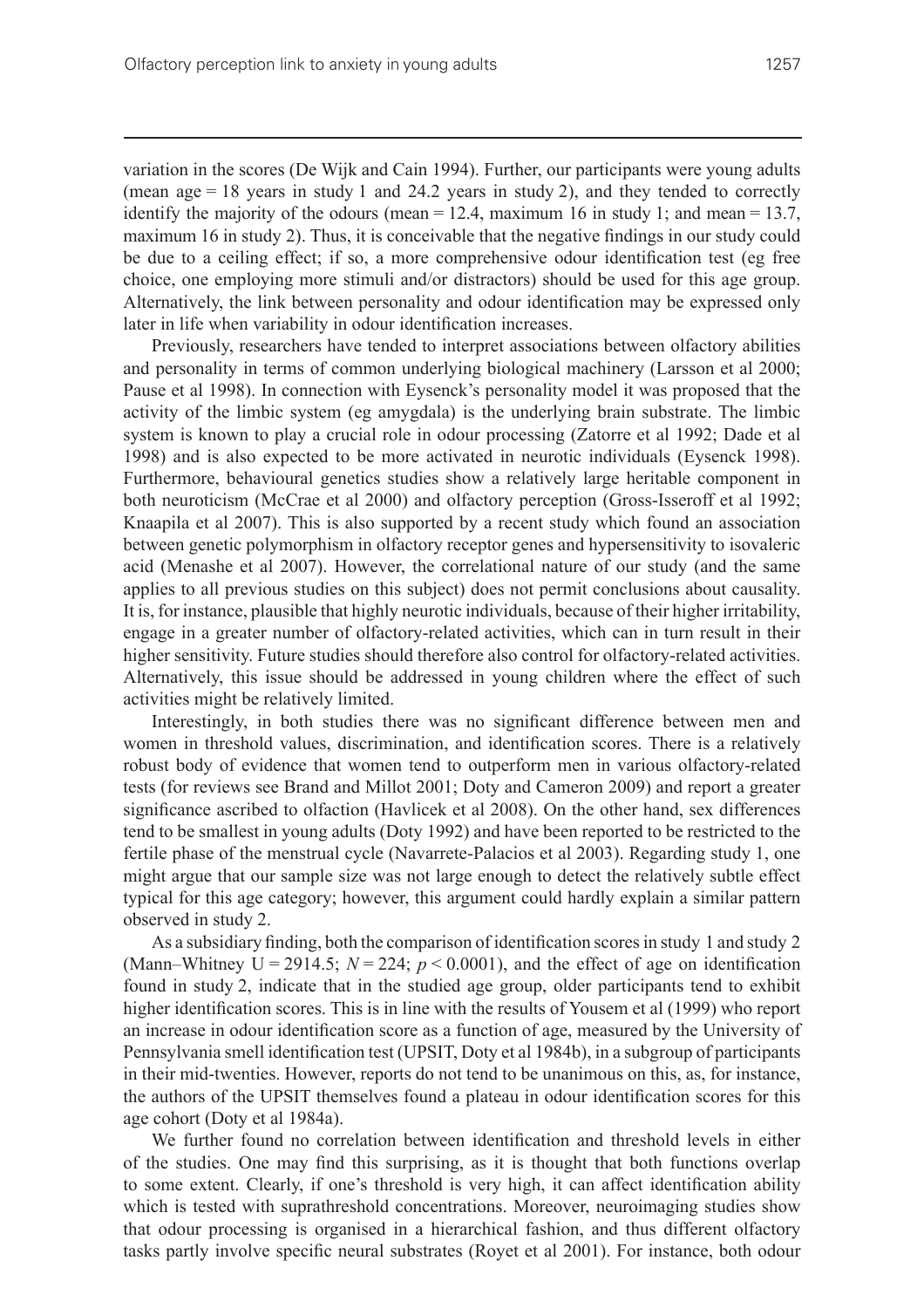variation in the scores (De Wijk and Cain 1994). Further, our participants were young adults (mean age = 18 years in study 1 and 24.2 years in study 2), and they tended to correctly identify the majority of the odours (mean = 12.4, maximum 16 in study 1; and mean = 13.7, maximum 16 in study 2). Thus, it is conceivable that the negative findings in our study could be due to a ceiling effect; if so, a more comprehensive odour identification test (eg free choice, one employing more stimuli and/or distractors) should be used for this age group. Alternatively, the link between personality and odour identification may be expressed only later in life when variability in odour identification increases.

Previously, researchers have tended to interpret associations between olfactory abilities and personality in terms of common underlying biological machinery (Larsson et al 2000; Pause et al 1998). In connection with Eysenck's personality model it was proposed that the activity of the limbic system (eg amygdala) is the underlying brain substrate. The limbic system is known to play a crucial role in odour processing (Zatorre et al 1992; Dade et al 1998) and is also expected to be more activated in neurotic individuals (Eysenck 1998). Furthermore, behavioural genetics studies show a relatively large heritable component in both neuroticism (McCrae et al 2000) and olfactory perception (Gross-Isseroff et al 1992; Knaapila et al 2007). This is also supported by a recent study which found an association between genetic polymorphism in olfactory receptor genes and hypersensitivity to isovaleric acid (Menashe et al 2007). However, the correlational nature of our study (and the same applies to all previous studies on this subject) does not permit conclusions about causality. It is, for instance, plausible that highly neurotic individuals, because of their higher irritability, engage in a greater number of olfactory-related activities, which can in turn result in their higher sensitivity. Future studies should therefore also control for olfactory-related activities. Alternatively, this issue should be addressed in young children where the effect of such activities might be relatively limited.

Interestingly, in both studies there was no significant difference between men and women in threshold values, discrimination, and identification scores. There is a relatively robust body of evidence that women tend to outperform men in various olfactory-related tests (for reviews see Brand and Millot 2001; Doty and Cameron 2009) and report a greater significance ascribed to olfaction (Havlicek et al 2008). On the other hand, sex differences tend to be smallest in young adults (Doty 1992) and have been reported to be restricted to the fertile phase of the menstrual cycle (Navarrete-Palacios et al 2003). Regarding study 1, one might argue that our sample size was not large enough to detect the relatively subtle effect typical for this age category; however, this argument could hardly explain a similar pattern observed in study 2.

As a subsidiary finding, both the comparison of identification scores in study 1 and study 2 (Mann–Whitney $U = 2914.5$; $N = 224$; $p < 0.0001$), and the effect of age on identification found in study 2, indicate that in the studied age group, older participants tend to exhibit higher identification scores. This is in line with the results of Yousem et al (1999) who report an increase in odour identification score as a function of age, measured by the University of Pennsylvania smell identification test (UPSIT, Doty et al 1984b), in a subgroup of participants in their mid-twenties. However, reports do not tend to be unanimous on this, as, for instance, the authors of the UPSIT themselves found a plateau in odour identification scores for this age cohort (Doty et al 1984a).

We further found no correlation between identification and threshold levels in either of the studies. One may find this surprising, as it is thought that both functions overlap to some extent. Clearly, if one's threshold is very high, it can affect identification ability which is tested with suprathreshold concentrations. Moreover, neuroimaging studies show that odour processing is organised in a hierarchical fashion, and thus different olfactory tasks partly involve specific neural substrates (Royet et al 2001). For instance, both odour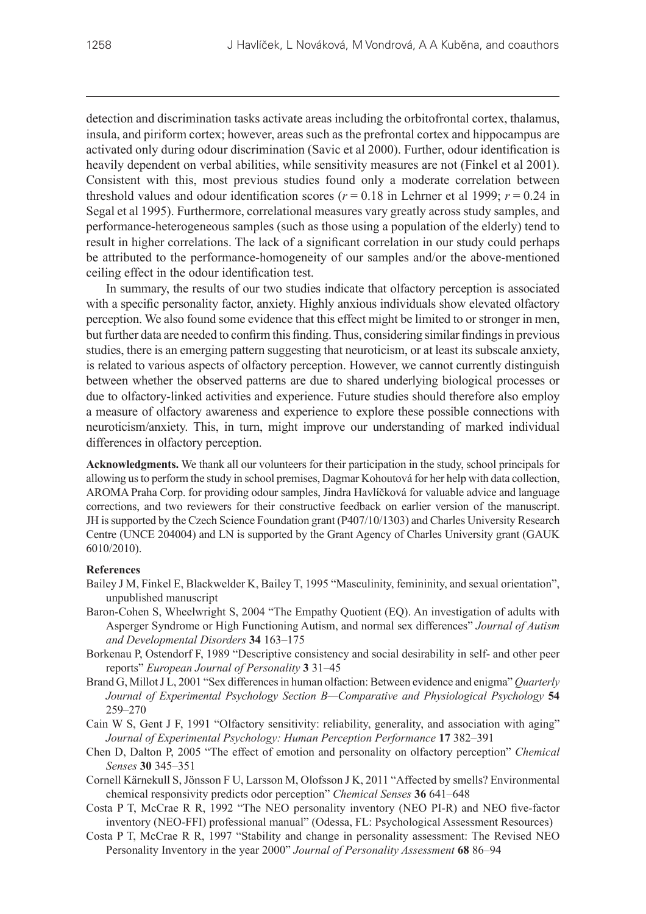detection and discrimination tasks activate areas including the orbitofrontal cortex, thalamus, insula, and piriform cortex; however, areas such as the prefrontal cortex and hippocampus are activated only during odour discrimination (Savic et al 2000). Further, odour identification is heavily dependent on verbal abilities, while sensitivity measures are not (Finkel et al 2001). Consistent with this, most previous studies found only a moderate correlation between threshold values and odour identification scores ($r = 0.18$ in Lehrner et al 1999; $r = 0.24$ in Segal et al 1995). Furthermore, correlational measures vary greatly across study samples, and performance-heterogeneous samples (such as those using a population of the elderly) tend to result in higher correlations. The lack of a significant correlation in our study could perhaps be attributed to the performance-homogeneity of our samples and/or the above-mentioned ceiling effect in the odour identification test.

In summary, the results of our two studies indicate that olfactory perception is associated with a specific personality factor, anxiety. Highly anxious individuals show elevated olfactory perception. We also found some evidence that this effect might be limited to or stronger in men, but further data are needed to confirm this finding. Thus, considering similar findings in previous studies, there is an emerging pattern suggesting that neuroticism, or at least its subscale anxiety, is related to various aspects of olfactory perception. However, we cannot currently distinguish between whether the observed patterns are due to shared underlying biological processes or due to olfactory-linked activities and experience. Future studies should therefore also employ a measure of olfactory awareness and experience to explore these possible connections with neuroticism/anxiety. This, in turn, might improve our understanding of marked individual differences in olfactory perception.

**Acknowledgments.** We thank all our volunteers for their participation in the study, school principals for allowing us to perform the study in school premises, Dagmar Kohoutová for her help with data collection, AROMA Praha Corp. for providing odour samples, Jindra Havlíčková for valuable advice and language corrections, and two reviewers for their constructive feedback on earlier version of the manuscript. JH is supported by the Czech Science Foundation grant (P407/10/1303) and Charles University Research Centre (UNCE 204004) and LN is supported by the Grant Agency of Charles University grant (GAUK 6010/2010).

**References**

Bailey J M, Finkel E, Blackwelder K, Bailey T, 1995 "Masculinity, femininity, and sexual orientation", unpublished manuscript

Baron-Cohen S, Wheelwright S, 2004 "The Empathy Quotient (EQ). An investigation of adults with Asperger Syndrome or High Functioning Autism, and normal sex differences" *Journal of Autism and Developmental Disorders* **34** 163–175

Borkenau P, Ostendorf F, 1989 "Descriptive consistency and social desirability in self- and other peer reports" *European Journal of Personality* **3** 31–45

Brand G, Millot J L, 2001 "Sex differences in human olfaction: Between evidence and enigma" *Quarterly Journal of Experimental Psychology Section B—Comparative and Physiological Psychology* **54** 259–270

Cain W S, Gent J F, 1991 "Olfactory sensitivity: reliability, generality, and association with aging" *Journal of Experimental Psychology: Human Perception Performance* **17** 382–391

Chen D, Dalton P, 2005 "The effect of emotion and personality on olfactory perception" *Chemical Senses* **30** 345–351

Cornell Kärnekull S, Jönsson F U, Larsson M, Olofsson J K, 2011 "Affected by smells? Environmental chemical responsivity predicts odor perception" *Chemical Senses* **36** 641–648

Costa P T, McCrae R R, 1992 "The NEO personality inventory (NEO PI-R) and NEO five-factor inventory (NEO-FFI) professional manual" (Odessa, FL: Psychological Assessment Resources)

Costa P T, McCrae R R, 1997 "Stability and change in personality assessment: The Revised NEO Personality Inventory in the year 2000" *Journal of Personality Assessment* **68** 86–94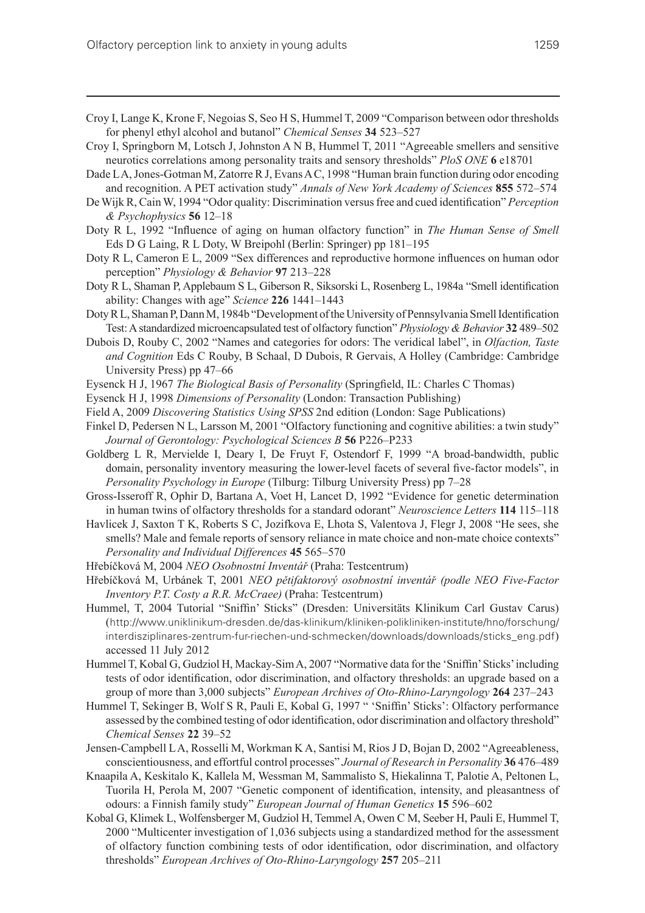Croy I, Lange K, Krone F, Negoias S, Seo H S, Hummel T, 2009 "Comparison between odor thresholds for phenyl ethyl alcohol and butanol" *Chemical Senses* **34** 523–527

Croy I, Springborn M, Lotsch J, Johnston A N B, Hummel T, 2011 "Agreeable smellers and sensitive neurotics correlations among personality traits and sensory thresholds" *PloS ONE* **6** e18701

Dade L A, Jones-Gotman M, Zatorre R J, Evans A C, 1998 "Human brain function during odor encoding and recognition. A PET activation study" *Annals of New York Academy of Sciences* **855** 572–574

De Wijk R, Cain W, 1994 "Odor quality: Discrimination versus free and cued identification" *Perception & Psychophysics* **56** 12–18

Doty R L, 1992 "Influence of aging on human olfactory function" in *The Human Sense of Smell* Eds D G Laing, R L Doty, W Breipohl (Berlin: Springer) pp 181–195

Doty R L, Cameron E L, 2009 "Sex differences and reproductive hormone influences on human odor perception" *Physiology & Behavior* **97** 213–228

Doty R L, Shaman P, Applebaum S L, Giberson R, Siksorski L, Rosenberg L, 1984a "Smell identification ability: Changes with age" *Science* **226** 1441–1443

Doty R L, Shaman P, Dann M, 1984b "Development of the University of Pennsylvania Smell Identification Test: A standardized microencapsulated test of olfactory function" *Physiology & Behavior* **32** 489–502

Dubois D, Rouby C, 2002 "Names and categories for odors: The veridical label", in *Olfaction, Taste and Cognition* Eds C Rouby, B Schaal, D Dubois, R Gervais, A Holley (Cambridge: Cambridge University Press) pp 47–66

Eysenck H J, 1967 *The Biological Basis of Personality* (Springfield, IL: Charles C Thomas)

Eysenck H J, 1998 *Dimensions of Personality* (London: Transaction Publishing)

Field A, 2009 *Discovering Statistics Using SPSS* 2nd edition (London: Sage Publications)

Finkel D, Pedersen N L, Larsson M, 2001 "Olfactory functioning and cognitive abilities: a twin study" *Journal of Gerontology: Psychological Sciences B* **56** P226–P233

Goldberg L R, Mervielde I, Deary I, De Fruyt F, Ostendorf F, 1999 "A broad-bandwidth, public domain, personality inventory measuring the lower-level facets of several five-factor models", in *Personality Psychology in Europe* (Tilburg: Tilburg University Press) pp 7–28

Gross-Isseroff R, Ophir D, Bartana A, Voet H, Lancet D, 1992 "Evidence for genetic determination in human twins of olfactory thresholds for a standard odorant" *Neuroscience Letters* **114** 115–118

Havlicek J, Saxton T K, Roberts S C, Jozifkova E, Lhota S, Valentova J, Flegr J, 2008 "He sees, she smells? Male and female reports of sensory reliance in mate choice and non-mate choice contexts" *Personality and Individual Differences* **45** 565–570

Hřebíčková M, 2004 *NEO Osobnostní Inventář* (Praha: Testcentrum)

Hřebíčková M, Urbánek T, 2001 *NEO pětifaktorový osobnostní inventář (podle NEO Five-Factor Inventory P.T. Costy a R.R. McCraee)* (Praha: Testcentrum)

Hummel, T, 2004 Tutorial "Sniffin' Sticks" (Dresden: Universitäts Klinikum Carl Gustav Carus) (http://www.uniklinikum-dresden.de/das-klinikum/kliniken-polikliniken-institute/hno/forschung/interdisziplinares-zentrum-fur-riechen-und-schmecken/downloads/downloads/sticks_eng.pdf) accessed 11 July 2012

Hummel T, Kobal G, Gudziol H, Mackay-Sim A, 2007 "Normative data for the 'Sniffin' Sticks' including tests of odor identification, odor discrimination, and olfactory thresholds: an upgrade based on a group of more than 3,000 subjects" *European Archives of Oto-Rhino-Laryngology* **264** 237–243

Hummel T, Sekinger B, Wolf S R, Pauli E, Kobal G, 1997 " 'Sniffin' Sticks': Olfactory performance assessed by the combined testing of odor identification, odor discrimination and olfactory threshold" *Chemical Senses* **22** 39–52

Jensen-Campbell L A, Rosselli M, Workman K A, Santisi M, Rios J D, Bojan D, 2002 "Agreeableness, conscientiousness, and effortful control processes" *Journal of Research in Personality* **36** 476–489

Knaapila A, Keskitalo K, Kallela M, Wessman M, Sammalisto S, Hiekalinna T, Palotie A, Peltonen L, Tuorila H, Perola M, 2007 "Genetic component of identification, intensity, and pleasantness of odours: a Finnish family study" *European Journal of Human Genetics* **15** 596–602

Kobal G, Klimek L, Wolfensberger M, Gudziol H, Temmel A, Owen C M, Seeber H, Pauli E, Hummel T, 2000 "Multicenter investigation of 1,036 subjects using a standardized method for the assessment of olfactory function combining tests of odor identification, odor discrimination, and olfactory thresholds" *European Archives of Oto-Rhino-Laryngology* **257** 205–211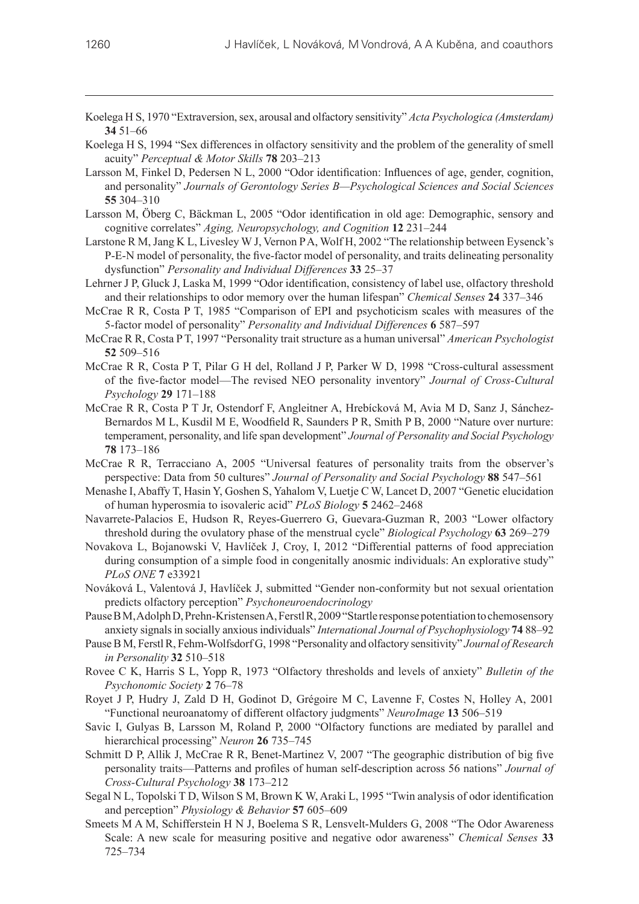Koelega H S, 1970 "Extraversion, sex, arousal and olfactory sensitivity" *Acta Psychologica (Amsterdam)* **34** 51–66

Koelega H S, 1994 "Sex differences in olfactory sensitivity and the problem of the generality of smell acuity" *Perceptual & Motor Skills* **78** 203–213

Larsson M, Finkel D, Pedersen N L, 2000 "Odor identification: Influences of age, gender, cognition, and personality" *Journals of Gerontology Series B—Psychological Sciences and Social Sciences* **55** 304–310

Larsson M, Öberg C, Bäckman L, 2005 "Odor identification in old age: Demographic, sensory and cognitive correlates" *Aging, Neuropsychology, and Cognition* **12** 231–244

Larstone R M, Jang K L, Livesley W J, Vernon P A, Wolf H, 2002 "The relationship between Eysenck's P-E-N model of personality, the five-factor model of personality, and traits delineating personality dysfunction" *Personality and Individual Differences* **33** 25–37

Lehrner J P, Gluck J, Laska M, 1999 "Odor identification, consistency of label use, olfactory threshold and their relationships to odor memory over the human lifespan" *Chemical Senses* **24** 337–346

McCrae R R, Costa P T, 1985 "Comparison of EPI and psychoticism scales with measures of the 5-factor model of personality" *Personality and Individual Differences* **6** 587–597

McCrae R R, Costa P T, 1997 "Personality trait structure as a human universal" *American Psychologist* **52** 509–516

McCrae R R, Costa P T, Pilar G H del, Rolland J P, Parker W D, 1998 "Cross-cultural assessment of the five-factor model—The revised NEO personality inventory" *Journal of Cross-Cultural Psychology* **29** 171–188

McCrae R R, Costa P T Jr, Ostendorf F, Angleitner A, Hrebícková M, Avia M D, Sanz J, Sánchez-Bernardos M L, Kusdil M E, Woodfield R, Saunders P R, Smith P B, 2000 "Nature over nurture: temperament, personality, and life span development" *Journal of Personality and Social Psychology* **78** 173–186

McCrae R R, Terracciano A, 2005 "Universal features of personality traits from the observer's perspective: Data from 50 cultures" *Journal of Personality and Social Psychology* **88** 547–561

Menashe I, Abaffy T, Hasin Y, Goshen S, Yahalom V, Luetje C W, Lancet D, 2007 "Genetic elucidation of human hyperosmia to isovaleric acid" *PLoS Biology* **5** 2462–2468

Navarrete-Palacios E, Hudson R, Reyes-Guerrero G, Guevara-Guzman R, 2003 "Lower olfactory threshold during the ovulatory phase of the menstrual cycle" *Biological Psychology* **63** 269–279

Novakova L, Bojanowski V, Havlíček J, Croy, I, 2012 "Differential patterns of food appreciation during consumption of a simple food in congenitally anosmic individuals: An explorative study" *PLoS ONE* **7** e33921

Nováková L, Valentová J, Havlíček J, submitted "Gender non-conformity but not sexual orientation predicts olfactory perception" *Psychoneuroendocrinology*

Pause B M, Adolph D, Prehn-Kristensen A, Ferstl R, 2009 "Startle response potentiation to chemosensory anxiety signals in socially anxious individuals" *International Journal of Psychophysiology* **74** 88–92

Pause B M, Ferstl R, Fehm-Wolfsdorf G, 1998 "Personality and olfactory sensitivity" *Journal of Research in Personality* **32** 510–518

Rovee C K, Harris S L, Yopp R, 1973 "Olfactory thresholds and levels of anxiety" *Bulletin of the Psychonomic Society* **2** 76–78

Royet J P, Hudry J, Zald D H, Godinot D, Grégoire M C, Lavenne F, Costes N, Holley A, 2001 "Functional neuroanatomy of different olfactory judgments" *NeuroImage* **13** 506–519

Savic I, Gulyas B, Larsson M, Roland P, 2000 "Olfactory functions are mediated by parallel and hierarchical processing" *Neuron* **26** 735–745

Schmitt D P, Allik J, McCrae R R, Benet-Martinez V, 2007 "The geographic distribution of big five personality traits—Patterns and profiles of human self-description across 56 nations" *Journal of Cross-Cultural Psychology* **38** 173–212

Segal N L, Topolski T D, Wilson S M, Brown K W, Araki L, 1995 "Twin analysis of odor identification and perception" *Physiology & Behavior* **57** 605–609

Smeets M A M, Schifferstein H N J, Boelema S R, Lensvelt-Mulders G, 2008 "The Odor Awareness Scale: A new scale for measuring positive and negative odor awareness" *Chemical Senses* **33** 725–734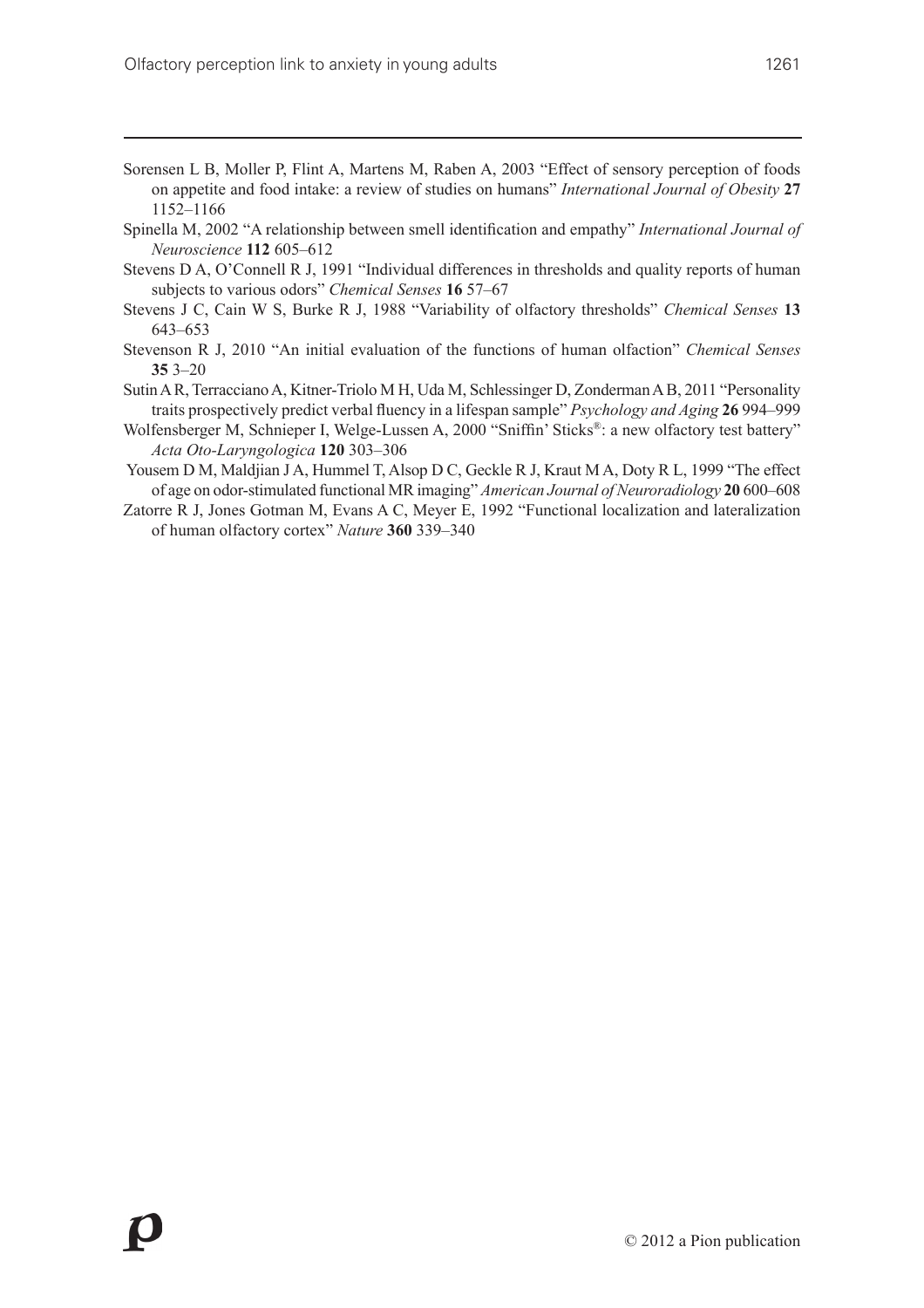Sorensen L B, Moller P, Flint A, Martens M, Raben A, 2003 "Effect of sensory perception of foods on appetite and food intake: a review of studies on humans" *International Journal of Obesity* **27** 1152–1166

Spinella M, 2002 "A relationship between smell identification and empathy" *International Journal of Neuroscience* **112** 605–612

Stevens D A, O'Connell R J, 1991 "Individual differences in thresholds and quality reports of human subjects to various odors" *Chemical Senses* **16** 57–67

Stevens J C, Cain W S, Burke R J, 1988 "Variability of olfactory thresholds" *Chemical Senses* **13** 643–653

Stevenson R J, 2010 "An initial evaluation of the functions of human olfaction" *Chemical Senses* **35** 3–20

Sutin A R, Terracciano A, Kitner-Triolo M H, Uda M, Schlessinger D, Zonderman A B, 2011 "Personality traits prospectively predict verbal fluency in a lifespan sample" *Psychology and Aging* **26** 994–999

Wolfensberger M, Schnieper I, Welge-Lussen A, 2000 "Sniffin' Sticks®: a new olfactory test battery" *Acta Oto-Laryngologica* **120** 303–306

Yousem D M, Maldjian J A, Hummel T, Alsop D C, Geckle R J, Kraut M A, Doty R L, 1999 "The effect of age on odor-stimulated functional MR imaging" *American Journal of Neuroradiology* **20** 600–608

Zatorre R J, Jones Gotman M, Evans A C, Meyer E, 1992 "Functional localization and lateralization of human olfactory cortex" *Nature* **360** 339–340

© 2012 a Pion publication